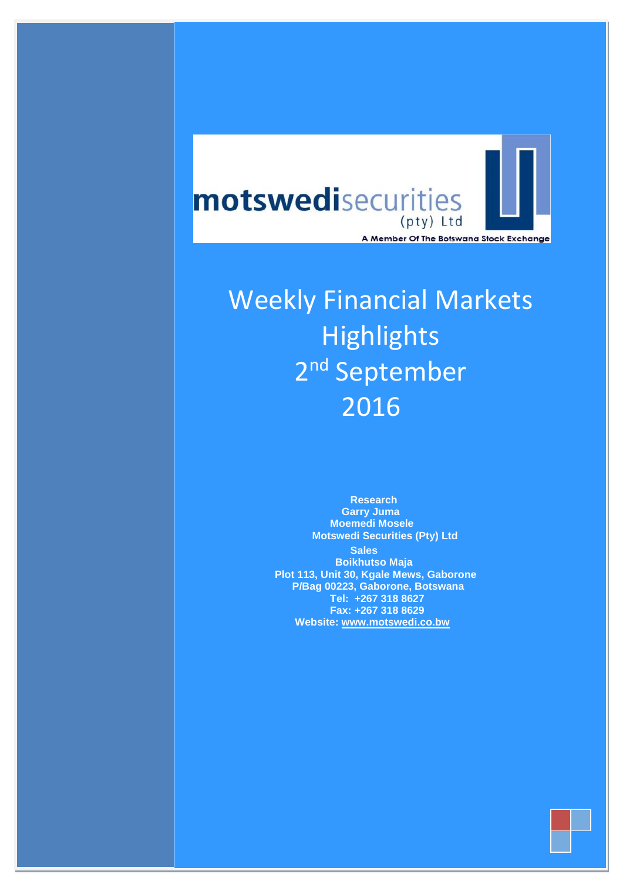motswedisecurities (pty) Ltd

A Member Of The Botswana Stock Exchange

# Weekly Financial Markets Highlights 2nd September 2016

**Research**
**Garry Juma**
**Moemedi Mosele**
**Motswedi Securities (Pty) Ltd**

**Sales**
**Boikhutso Maja**
**Plot 113, Unit 30, Kgale Mews, Gaborone**
**P/Bag 00223, Gaborone, Botswana**
**Tel: +267 318 8627**
**Fax: +267 318 8629**
**Website: www.motswedi.co.bw**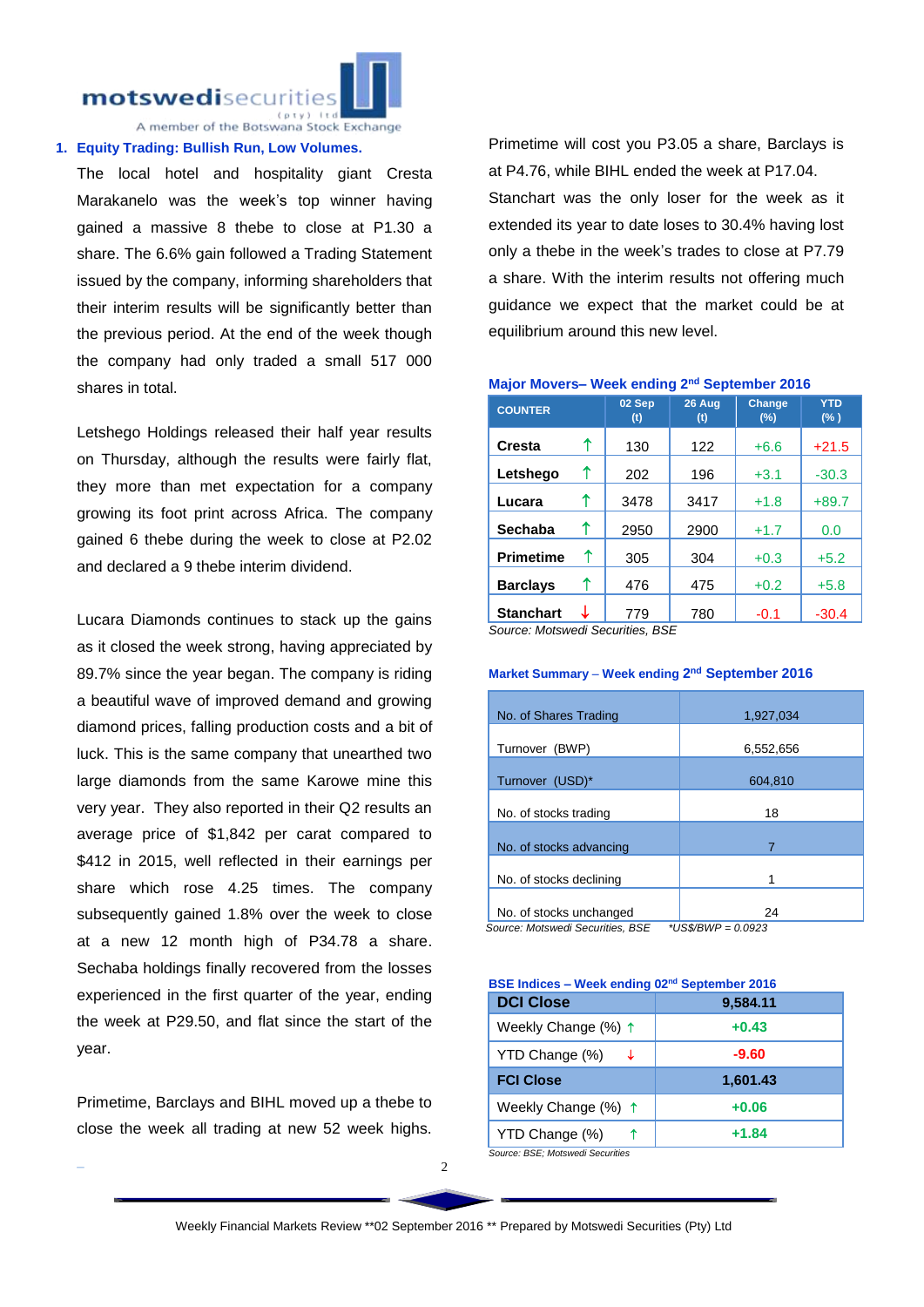## 1. Equity Trading: Bullish Run, Low Volumes.

The local hotel and hospitality giant Cresta Marakanelo was the week's top winner having gained a massive 8 thebe to close at P1.30 a share. The 6.6% gain followed a Trading Statement issued by the company, informing shareholders that their interim results will be significantly better than the previous period. At the end of the week though the company had only traded a small 517 000 shares in total.

Letshego Holdings released their half year results on Thursday, although the results were fairly flat, they more than met expectation for a company growing its foot print across Africa. The company gained 6 thebe during the week to close at P2.02 and declared a 9 thebe interim dividend.

Lucara Diamonds continues to stack up the gains as it closed the week strong, having appreciated by 89.7% since the year began. The company is riding a beautiful wave of improved demand and growing diamond prices, falling production costs and a bit of luck. This is the same company that unearthed two large diamonds from the same Karowe mine this very year. They also reported in their Q2 results an average price of $1,842 per carat compared to $412 in 2015, well reflected in their earnings per share which rose 4.25 times. The company subsequently gained 1.8% over the week to close at a new 12 month high of P34.78 a share. Sechaba holdings finally recovered from the losses experienced in the first quarter of the year, ending the week at P29.50, and flat since the start of the year.

Primetime, Barclays and BIHL moved up a thebe to close the week all trading at new 52 week highs. Primetime will cost you P3.05 a share, Barclays is at P4.76, while BIHL ended the week at P17.04. Stanchart was the only loser for the week as it extended its year to date loses to 30.4% having lost only a thebe in the week's trades to close at P7.79 a share. With the interim results not offering much guidance we expect that the market could be at equilibrium around this new level.

**Major Movers– Week ending 2nd September 2016**

| COUNTER | | 02 Sep (t) | 26 Aug (t) | Change (%) | YTD (%) |
|---|---|---|---|---|---|
| Cresta | ↑ | 130 | 122 | +6.6 | +21.5 |
| Letshego | ↑ | 202 | 196 | +3.1 | -30.3 |
| Lucara | ↑ | 3478 | 3417 | +1.8 | +89.7 |
| Sechaba | ↑ | 2950 | 2900 | +1.7 | 0.0 |
| Primetime | ↑ | 305 | 304 | +0.3 | +5.2 |
| Barclays | ↑ | 476 | 475 | +0.2 | +5.8 |
| Stanchart | ↓ | 779 | 780 | -0.1 | -30.4 |

*Source: Motswedi Securities, BSE*

**Market Summary – Week ending 2nd September 2016**

| | |
|---|---|
| No. of Shares Trading | 1,927,034 |
| Turnover (BWP) | 6,552,656 |
| Turnover (USD)* | 604,810 |
| No. of stocks trading | 18 |
| No. of stocks advancing | 7 |
| No. of stocks declining | 1 |
| No. of stocks unchanged | 24 |

*Source: Motswedi Securities, BSE \*US$/BWP = 0.0923*

**BSE Indices – Week ending 02nd September 2016**

| | |
|---|---|
| **DCI Close** | **9,584.11** |
| Weekly Change (%) ↑ | +0.43 |
| YTD Change (%) ↓ | -9.60 |
| **FCI Close** | **1,601.43** |
| Weekly Change (%) ↑ | +0.06 |
| YTD Change (%) ↑ | +1.84 |

*Source: BSE; Motswedi Securities*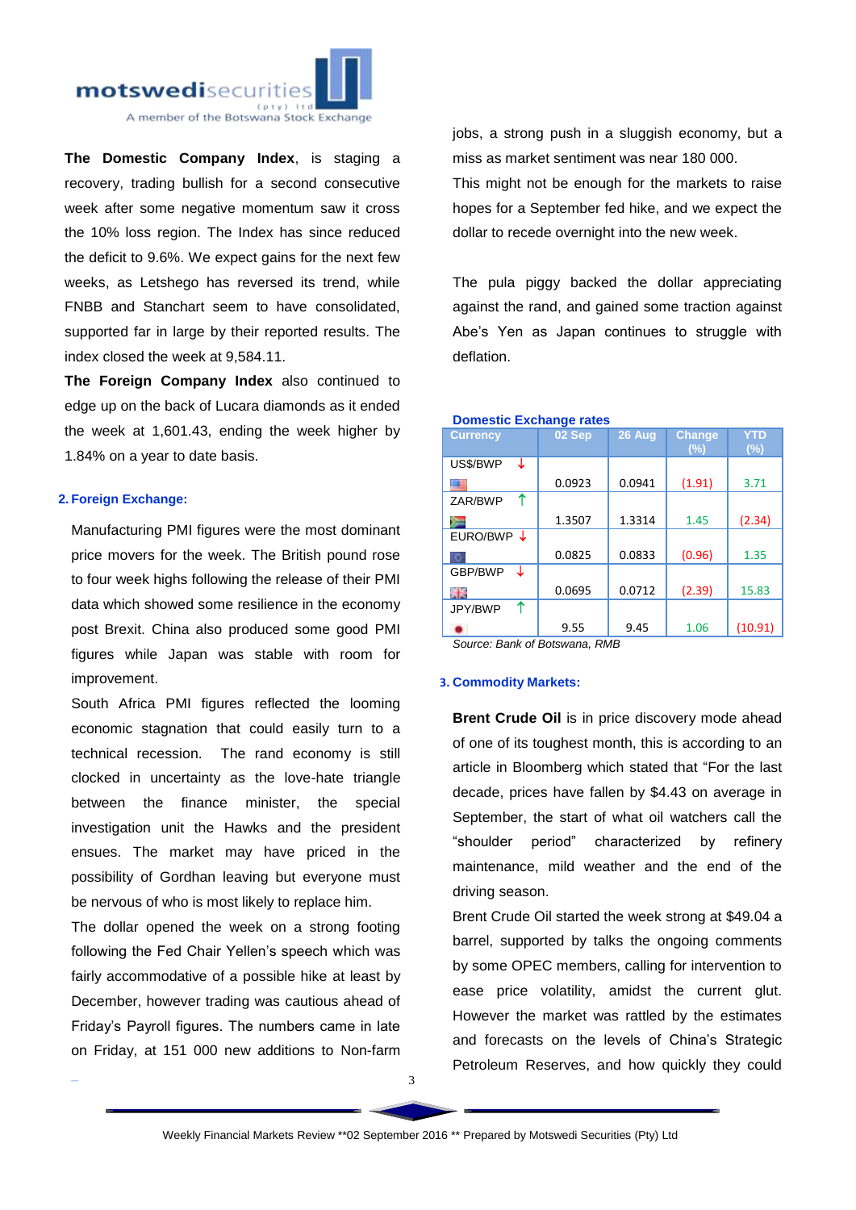**The Domestic Company Index**, is staging a recovery, trading bullish for a second consecutive week after some negative momentum saw it cross the 10% loss region. The Index has since reduced the deficit to 9.6%. We expect gains for the next few weeks, as Letshego has reversed its trend, while FNBB and Stanchart seem to have consolidated, supported far in large by their reported results. The index closed the week at 9,584.11.

**The Foreign Company Index** also continued to edge up on the back of Lucara diamonds as it ended the week at 1,601.43, ending the week higher by 1.84% on a year to date basis.

## 2. Foreign Exchange:

Manufacturing PMI figures were the most dominant price movers for the week. The British pound rose to four week highs following the release of their PMI data which showed some resilience in the economy post Brexit. China also produced some good PMI figures while Japan was stable with room for improvement.

South Africa PMI figures reflected the looming economic stagnation that could easily turn to a technical recession. The rand economy is still clocked in uncertainty as the love-hate triangle between the finance minister, the special investigation unit the Hawks and the president ensues. The market may have priced in the possibility of Gordhan leaving but everyone must be nervous of who is most likely to replace him.

The dollar opened the week on a strong footing following the Fed Chair Yellen's speech which was fairly accommodative of a possible hike at least by December, however trading was cautious ahead of Friday's Payroll figures. The numbers came in late on Friday, at 151 000 new additions to Non-farm jobs, a strong push in a sluggish economy, but a miss as market sentiment was near 180 000.

This might not be enough for the markets to raise hopes for a September fed hike, and we expect the dollar to recede overnight into the new week.

The pula piggy backed the dollar appreciating against the rand, and gained some traction against Abe's Yen as Japan continues to struggle with deflation.

**Domestic Exchange rates**

| Currency | 02 Sep | 26 Aug | Change (%) | YTD (%) |
|---|---|---|---|---|
| US$/BWP ↓ | 0.0923 | 0.0941 | (1.91) | 3.71 |
| ZAR/BWP ↑ | 1.3507 | 1.3314 | 1.45 | (2.34) |
| EURO/BWP ↓ | 0.0825 | 0.0833 | (0.96) | 1.35 |
| GBP/BWP ↓ | 0.0695 | 0.0712 | (2.39) | 15.83 |
| JPY/BWP ↑ | 9.55 | 9.45 | 1.06 | (10.91) |

*Source: Bank of Botswana, RMB*

## 3. Commodity Markets:

**Brent Crude Oil** is in price discovery mode ahead of one of its toughest month, this is according to an article in Bloomberg which stated that "For the last decade, prices have fallen by $4.43 on average in September, the start of what oil watchers call the "shoulder period" characterized by refinery maintenance, mild weather and the end of the driving season.

Brent Crude Oil started the week strong at $49.04 a barrel, supported by talks the ongoing comments by some OPEC members, calling for intervention to ease price volatility, amidst the current glut. However the market was rattled by the estimates and forecasts on the levels of China's Strategic Petroleum Reserves, and how quickly they could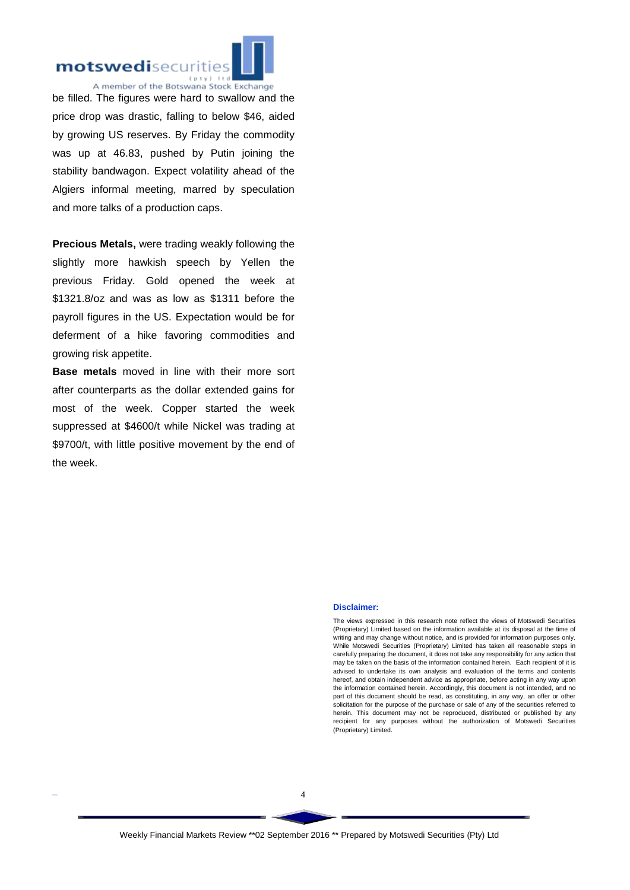be filled. The figures were hard to swallow and the price drop was drastic, falling to below $46, aided by growing US reserves. By Friday the commodity was up at 46.83, pushed by Putin joining the stability bandwagon. Expect volatility ahead of the Algiers informal meeting, marred by speculation and more talks of a production caps.

**Precious Metals,** were trading weakly following the slightly more hawkish speech by Yellen the previous Friday. Gold opened the week at $1321.8/oz and was as low as $1311 before the payroll figures in the US. Expectation would be for deferment of a hike favoring commodities and growing risk appetite.

**Base metals** moved in line with their more sort after counterparts as the dollar extended gains for most of the week. Copper started the week suppressed at $4600/t while Nickel was trading at $9700/t, with little positive movement by the end of the week.

**Disclaimer:**

The views expressed in this research note reflect the views of Motswedi Securities (Proprietary) Limited based on the information available at its disposal at the time of writing and may change without notice, and is provided for information purposes only. While Motswedi Securities (Proprietary) Limited has taken all reasonable steps in carefully preparing the document, it does not take any responsibility for any action that may be taken on the basis of the information contained herein. Each recipient of it is advised to undertake its own analysis and evaluation of the terms and contents hereof, and obtain independent advice as appropriate, before acting in any way upon the information contained herein. Accordingly, this document is not intended, and no part of this document should be read, as constituting, in any way, an offer or other solicitation for the purpose of the purchase or sale of any of the securities referred to herein. This document may not be reproduced, distributed or published by any recipient for any purposes without the authorization of Motswedi Securities (Proprietary) Limited.